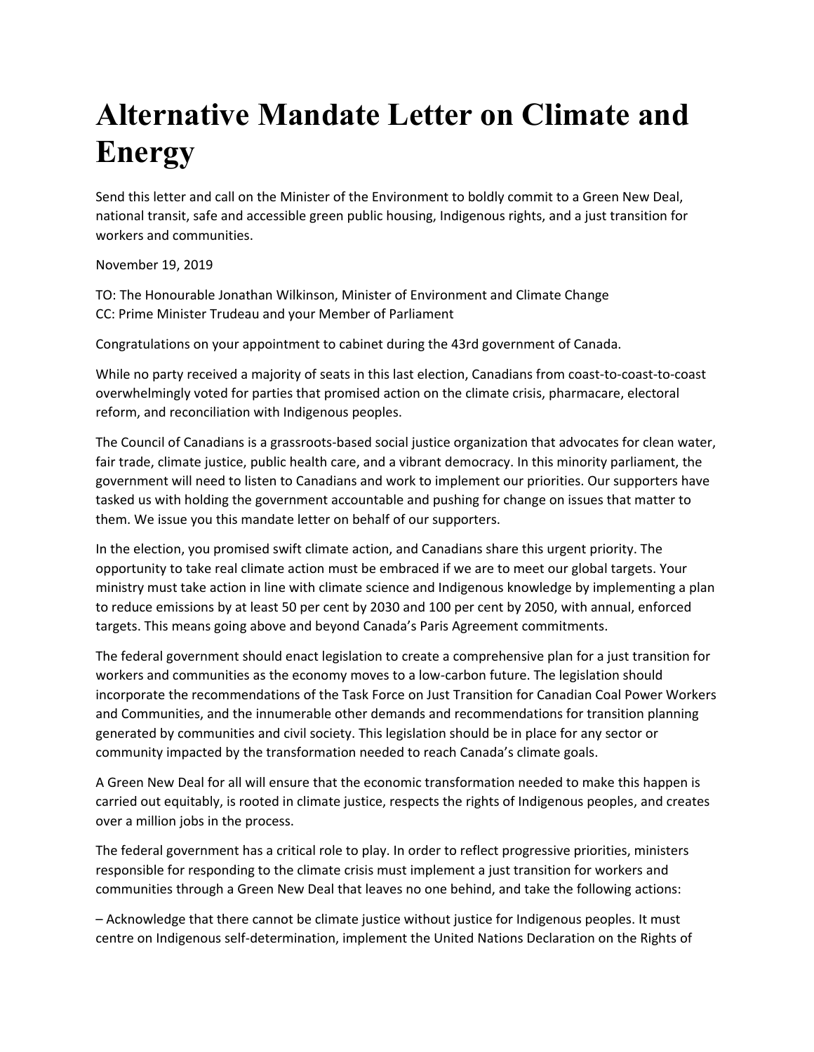# Alternative Mandate Letter on Climate and Energy

Send this letter and call on the Minister of the Environment to boldly commit to a Green New Deal, national transit, safe and accessible green public housing, Indigenous rights, and a just transition for workers and communities.

November 19, 2019

TO: The Honourable Jonathan Wilkinson, Minister of Environment and Climate Change
CC: Prime Minister Trudeau and your Member of Parliament

Congratulations on your appointment to cabinet during the 43rd government of Canada.

While no party received a majority of seats in this last election, Canadians from coast-to-coast-to-coast overwhelmingly voted for parties that promised action on the climate crisis, pharmacare, electoral reform, and reconciliation with Indigenous peoples.

The Council of Canadians is a grassroots-based social justice organization that advocates for clean water, fair trade, climate justice, public health care, and a vibrant democracy. In this minority parliament, the government will need to listen to Canadians and work to implement our priorities. Our supporters have tasked us with holding the government accountable and pushing for change on issues that matter to them. We issue you this mandate letter on behalf of our supporters.

In the election, you promised swift climate action, and Canadians share this urgent priority. The opportunity to take real climate action must be embraced if we are to meet our global targets. Your ministry must take action in line with climate science and Indigenous knowledge by implementing a plan to reduce emissions by at least 50 per cent by 2030 and 100 per cent by 2050, with annual, enforced targets. This means going above and beyond Canada's Paris Agreement commitments.

The federal government should enact legislation to create a comprehensive plan for a just transition for workers and communities as the economy moves to a low-carbon future. The legislation should incorporate the recommendations of the Task Force on Just Transition for Canadian Coal Power Workers and Communities, and the innumerable other demands and recommendations for transition planning generated by communities and civil society. This legislation should be in place for any sector or community impacted by the transformation needed to reach Canada's climate goals.

A Green New Deal for all will ensure that the economic transformation needed to make this happen is carried out equitably, is rooted in climate justice, respects the rights of Indigenous peoples, and creates over a million jobs in the process.

The federal government has a critical role to play. In order to reflect progressive priorities, ministers responsible for responding to the climate crisis must implement a just transition for workers and communities through a Green New Deal that leaves no one behind, and take the following actions:

– Acknowledge that there cannot be climate justice without justice for Indigenous peoples. It must centre on Indigenous self-determination, implement the United Nations Declaration on the Rights of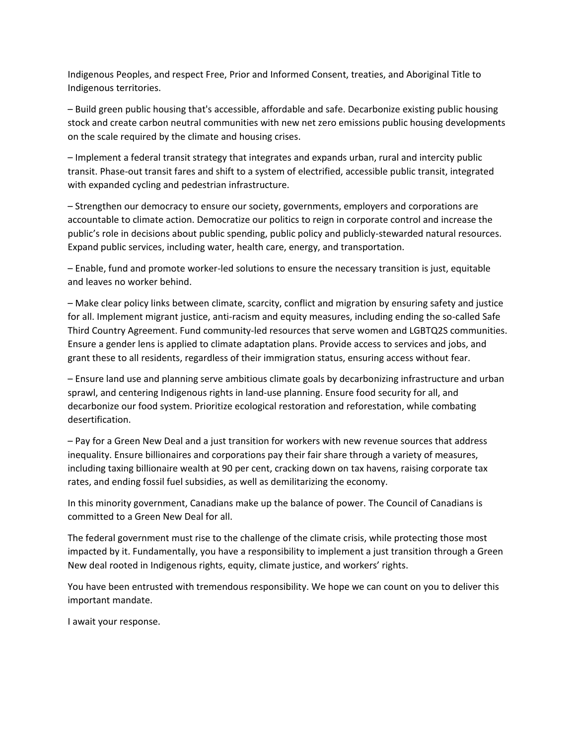Indigenous Peoples, and respect Free, Prior and Informed Consent, treaties, and Aboriginal Title to Indigenous territories.

– Build green public housing that's accessible, affordable and safe. Decarbonize existing public housing stock and create carbon neutral communities with new net zero emissions public housing developments on the scale required by the climate and housing crises.

– Implement a federal transit strategy that integrates and expands urban, rural and intercity public transit. Phase-out transit fares and shift to a system of electrified, accessible public transit, integrated with expanded cycling and pedestrian infrastructure.

– Strengthen our democracy to ensure our society, governments, employers and corporations are accountable to climate action. Democratize our politics to reign in corporate control and increase the public's role in decisions about public spending, public policy and publicly-stewarded natural resources. Expand public services, including water, health care, energy, and transportation.

– Enable, fund and promote worker-led solutions to ensure the necessary transition is just, equitable and leaves no worker behind.

– Make clear policy links between climate, scarcity, conflict and migration by ensuring safety and justice for all. Implement migrant justice, anti-racism and equity measures, including ending the so-called Safe Third Country Agreement. Fund community-led resources that serve women and LGBTQ2S communities. Ensure a gender lens is applied to climate adaptation plans. Provide access to services and jobs, and grant these to all residents, regardless of their immigration status, ensuring access without fear.

– Ensure land use and planning serve ambitious climate goals by decarbonizing infrastructure and urban sprawl, and centering Indigenous rights in land-use planning. Ensure food security for all, and decarbonize our food system. Prioritize ecological restoration and reforestation, while combating desertification.

– Pay for a Green New Deal and a just transition for workers with new revenue sources that address inequality. Ensure billionaires and corporations pay their fair share through a variety of measures, including taxing billionaire wealth at 90 per cent, cracking down on tax havens, raising corporate tax rates, and ending fossil fuel subsidies, as well as demilitarizing the economy.

In this minority government, Canadians make up the balance of power. The Council of Canadians is committed to a Green New Deal for all.

The federal government must rise to the challenge of the climate crisis, while protecting those most impacted by it. Fundamentally, you have a responsibility to implement a just transition through a Green New deal rooted in Indigenous rights, equity, climate justice, and workers' rights.

You have been entrusted with tremendous responsibility. We hope we can count on you to deliver this important mandate.

I await your response.